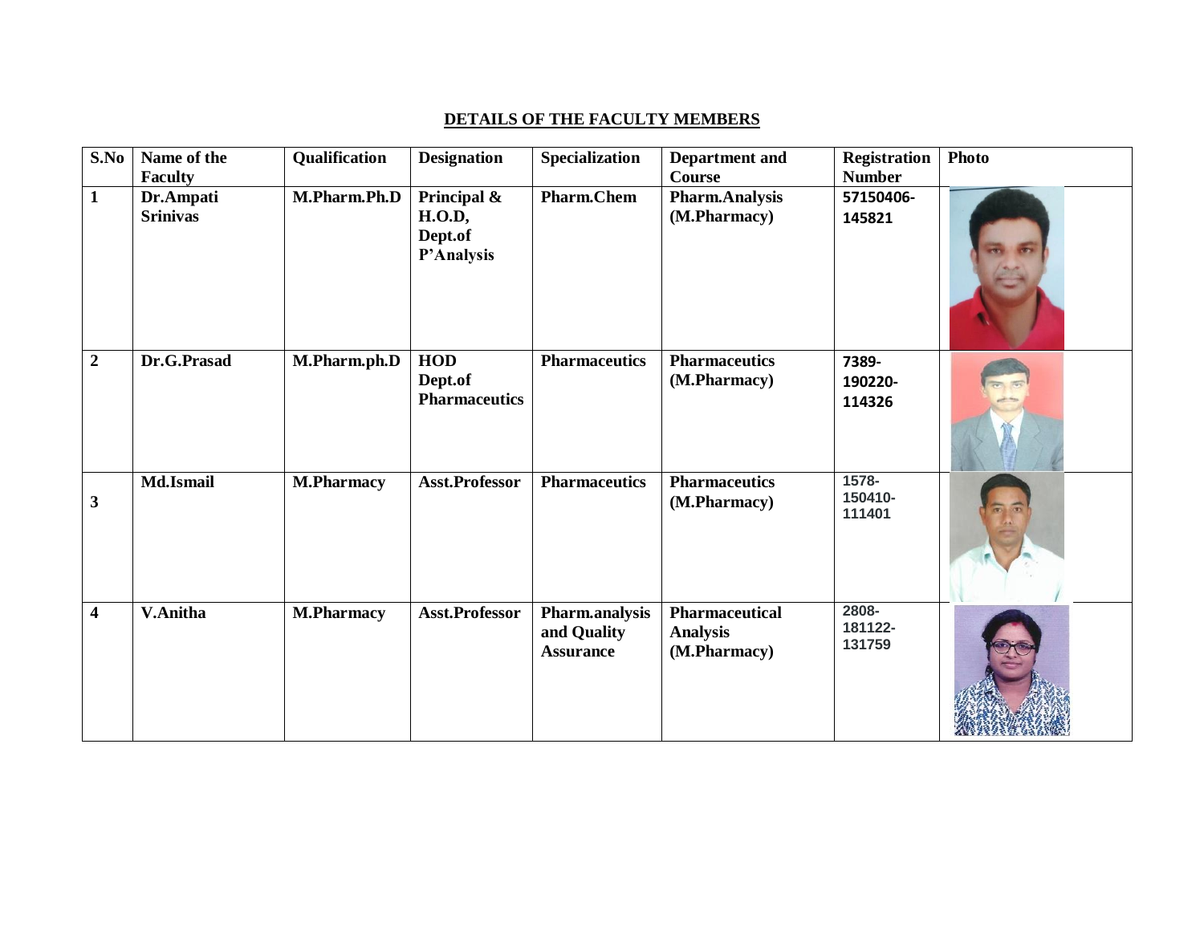## DETAILS OF THE FACULTY MEMBERS

| S.No | Name of the Faculty | Qualification | Designation | Specialization | Department and Course | Registration Number | Photo |
|---|---|---|---|---|---|---|---|
| 1 | Dr.Ampati Srinivas | M.Pharm.Ph.D | Principal & H.O.D, Dept.of P'Analysis | Pharm.Chem | Pharm.Analysis (M.Pharmacy) | 57150406-145821 | |
| 2 | Dr.G.Prasad | M.Pharm.ph.D | HOD Dept.of Pharmaceutics | Pharmaceutics | Pharmaceutics (M.Pharmacy) | 7389-190220-114326 | |
| 3 | Md.Ismail | M.Pharmacy | Asst.Professor | Pharmaceutics | Pharmaceutics (M.Pharmacy) | 1578-150410-111401 | |
| 4 | V.Anitha | M.Pharmacy | Asst.Professor | Pharm.analysis and Quality Assurance | Pharmaceutical Analysis (M.Pharmacy) | 2808-181122-131759 | |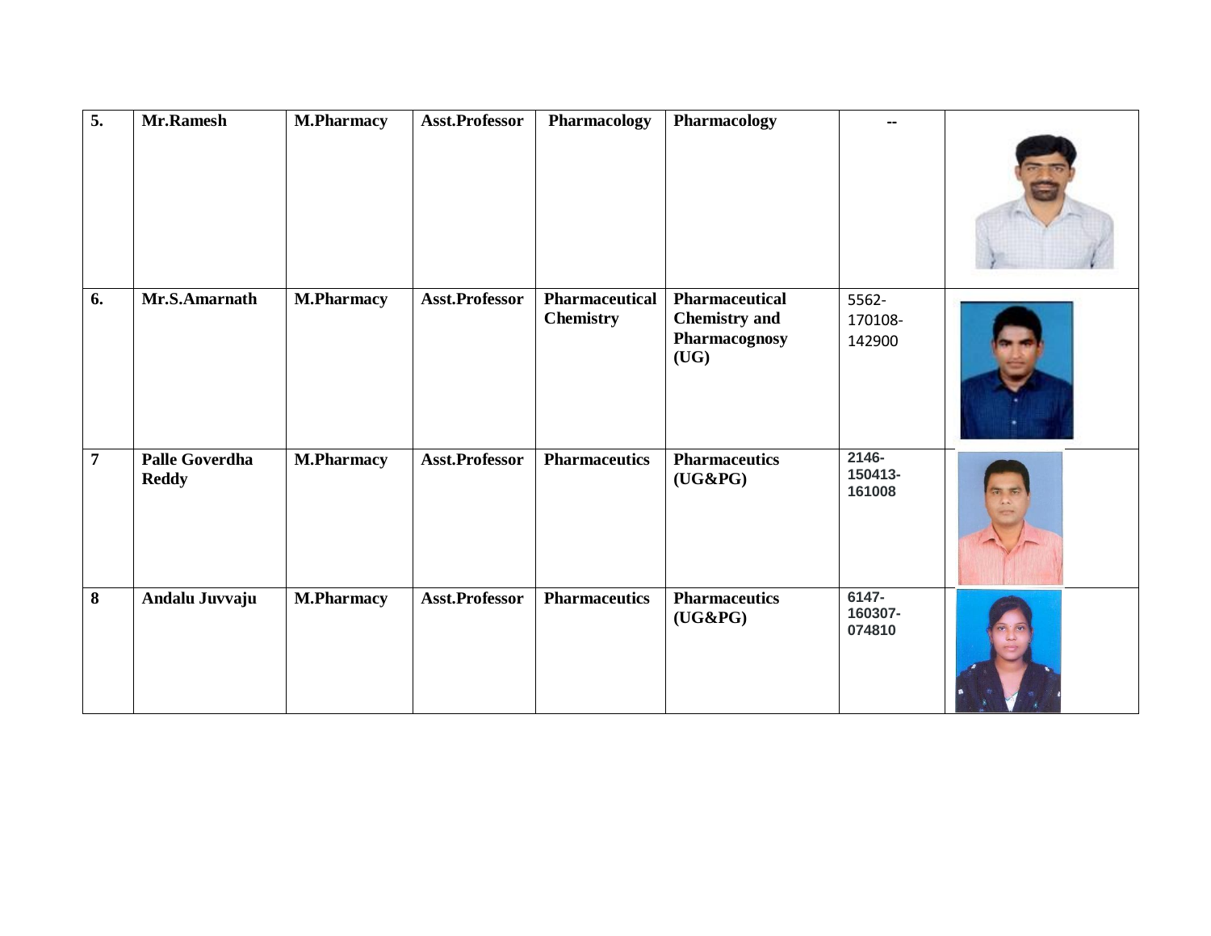| | | | | | | | |
|---|---|---|---|---|---|---|---|
| **5.** | **Mr.Ramesh** | **M.Pharmacy** | **Asst.Professor** | **Pharmacology** | **Pharmacology** | **--** | |
| **6.** | **Mr.S.Amarnath** | **M.Pharmacy** | **Asst.Professor** | **Pharmaceutical Chemistry** | **Pharmaceutical Chemistry and Pharmacognosy (UG)** | 5562-170108-142900 | |
| **7** | **Palle Goverdha Reddy** | **M.Pharmacy** | **Asst.Professor** | **Pharmaceutics** | **Pharmaceutics (UG&PG)** | **2146-150413-161008** | |
| **8** | **Andalu Juvvaju** | **M.Pharmacy** | **Asst.Professor** | **Pharmaceutics** | **Pharmaceutics (UG&PG)** | **6147-160307-074810** | |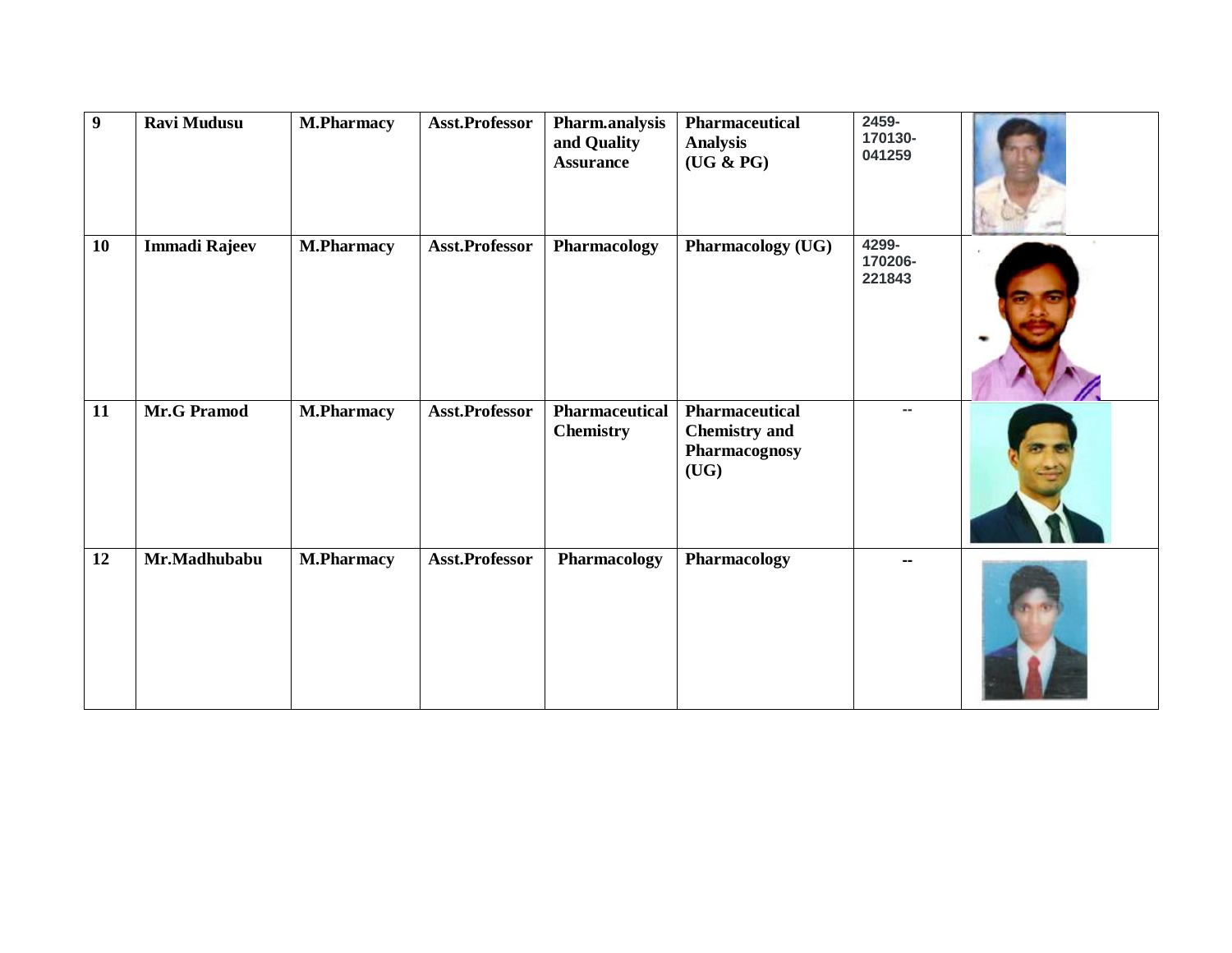| | | | | | | | |
|---|---|---|---|---|---|---|---|
| **9** | **Ravi Mudusu** | **M.Pharmacy** | **Asst.Professor** | **Pharm.analysis and Quality Assurance** | **Pharmaceutical Analysis (UG & PG)** | 2459-170130-041259 | |
| **10** | **Immadi Rajeev** | **M.Pharmacy** | **Asst.Professor** | **Pharmacology** | **Pharmacology (UG)** | 4299-170206-221843 | |
| **11** | **Mr.G Pramod** | **M.Pharmacy** | **Asst.Professor** | **Pharmaceutical Chemistry** | **Pharmaceutical Chemistry and Pharmacognosy (UG)** | -- | |
| **12** | **Mr.Madhubabu** | **M.Pharmacy** | **Asst.Professor** | **Pharmacology** | **Pharmacology** | -- | |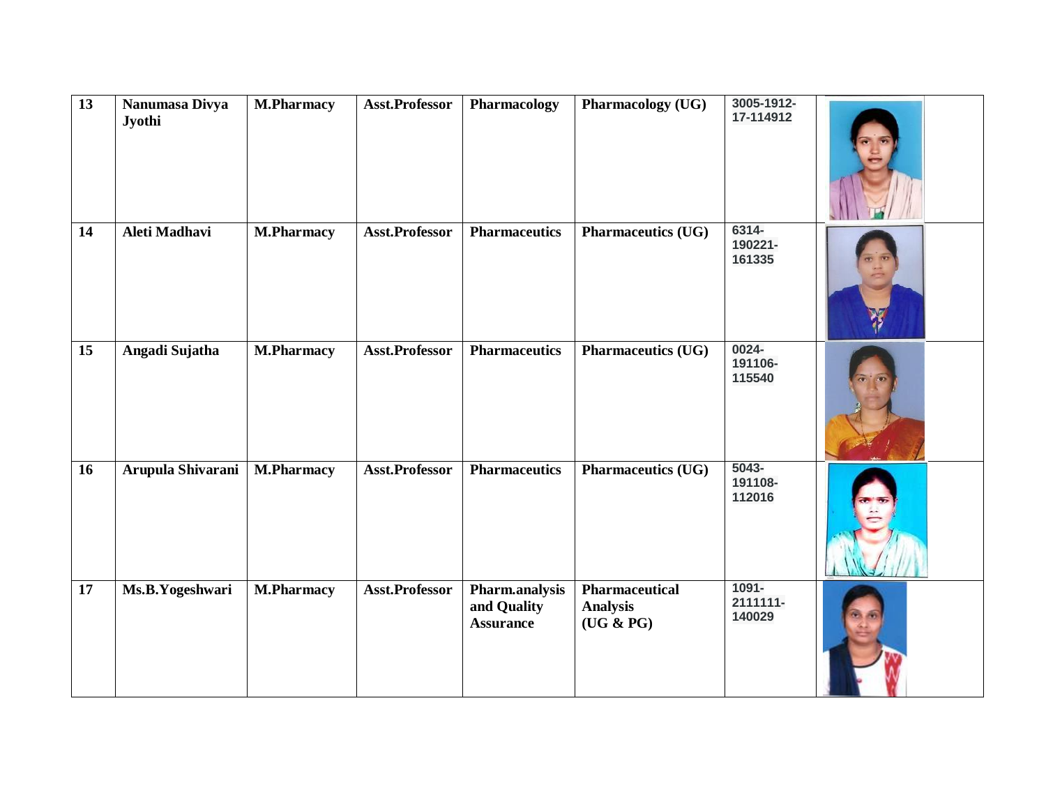| | | | | | | | |
|---|---|---|---|---|---|---|---|
| **13** | **Nanumasa Divya Jyothi** | **M.Pharmacy** | **Asst.Professor** | **Pharmacology** | **Pharmacology (UG)** | 3005-1912-17-114912 | |
| **14** | **Aleti Madhavi** | **M.Pharmacy** | **Asst.Professor** | **Pharmaceutics** | **Pharmaceutics (UG)** | 6314-190221-161335 | |
| **15** | **Angadi Sujatha** | **M.Pharmacy** | **Asst.Professor** | **Pharmaceutics** | **Pharmaceutics (UG)** | 0024-191106-115540 | |
| **16** | **Arupula Shivarani** | **M.Pharmacy** | **Asst.Professor** | **Pharmaceutics** | **Pharmaceutics (UG)** | 5043-191108-112016 | |
| **17** | **Ms.B.Yogeshwari** | **M.Pharmacy** | **Asst.Professor** | **Pharm.analysis and Quality Assurance** | **Pharmaceutical Analysis (UG & PG)** | 1091-2111111-140029 | |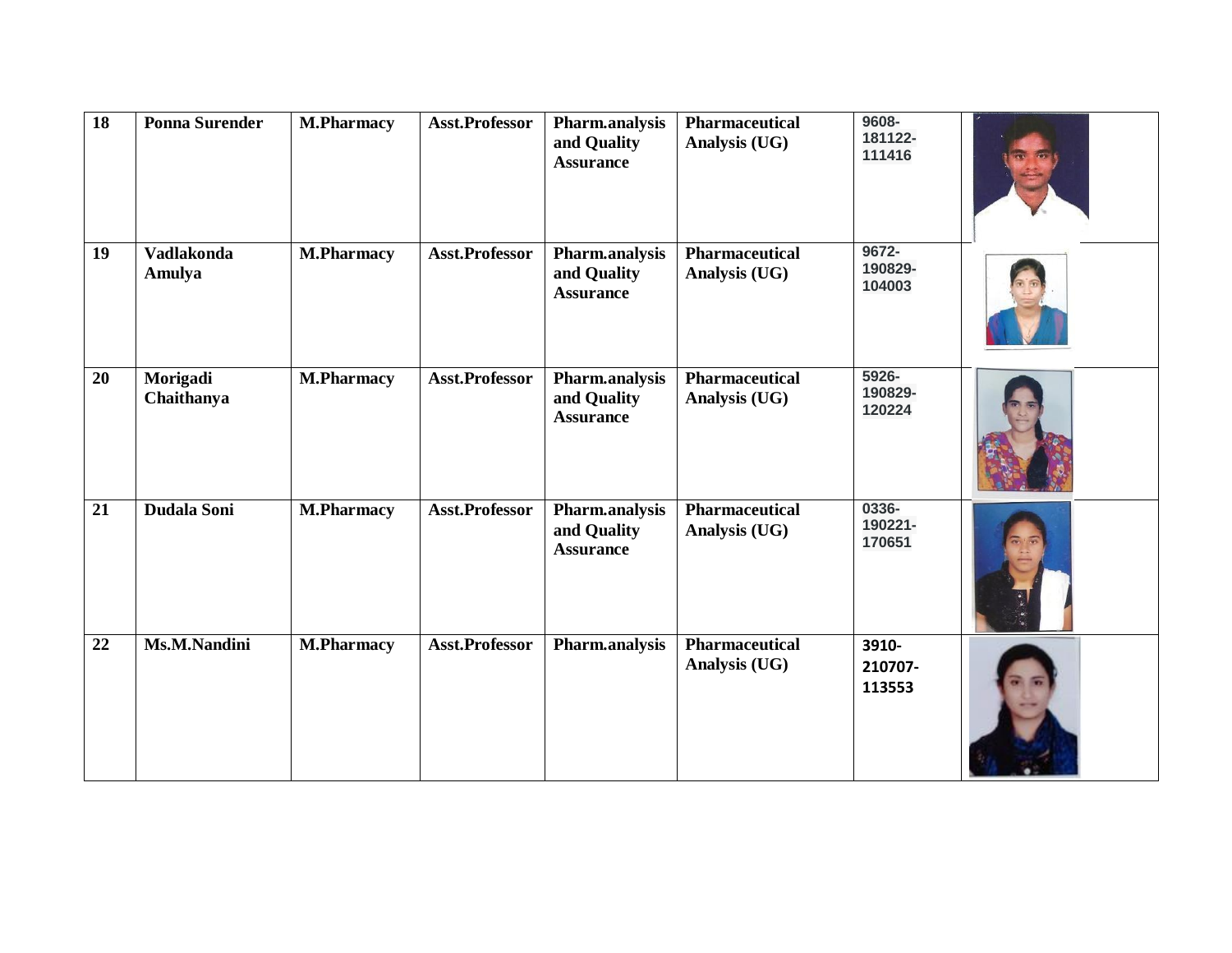| | | | | | | | |
|---|---|---|---|---|---|---|---|
| **18** | **Ponna Surender** | **M.Pharmacy** | **Asst.Professor** | **Pharm.analysis and Quality Assurance** | **Pharmaceutical Analysis (UG)** | 9608-181122-111416 | |
| **19** | **Vadlakonda Amulya** | **M.Pharmacy** | **Asst.Professor** | **Pharm.analysis and Quality Assurance** | **Pharmaceutical Analysis (UG)** | 9672-190829-104003 | |
| **20** | **Morigadi Chaithanya** | **M.Pharmacy** | **Asst.Professor** | **Pharm.analysis and Quality Assurance** | **Pharmaceutical Analysis (UG)** | 5926-190829-120224 | |
| **21** | **Dudala Soni** | **M.Pharmacy** | **Asst.Professor** | **Pharm.analysis and Quality Assurance** | **Pharmaceutical Analysis (UG)** | 0336-190221-170651 | |
| **22** | **Ms.M.Nandini** | **M.Pharmacy** | **Asst.Professor** | **Pharm.analysis** | **Pharmaceutical Analysis (UG)** | **3910-210707-113553** | |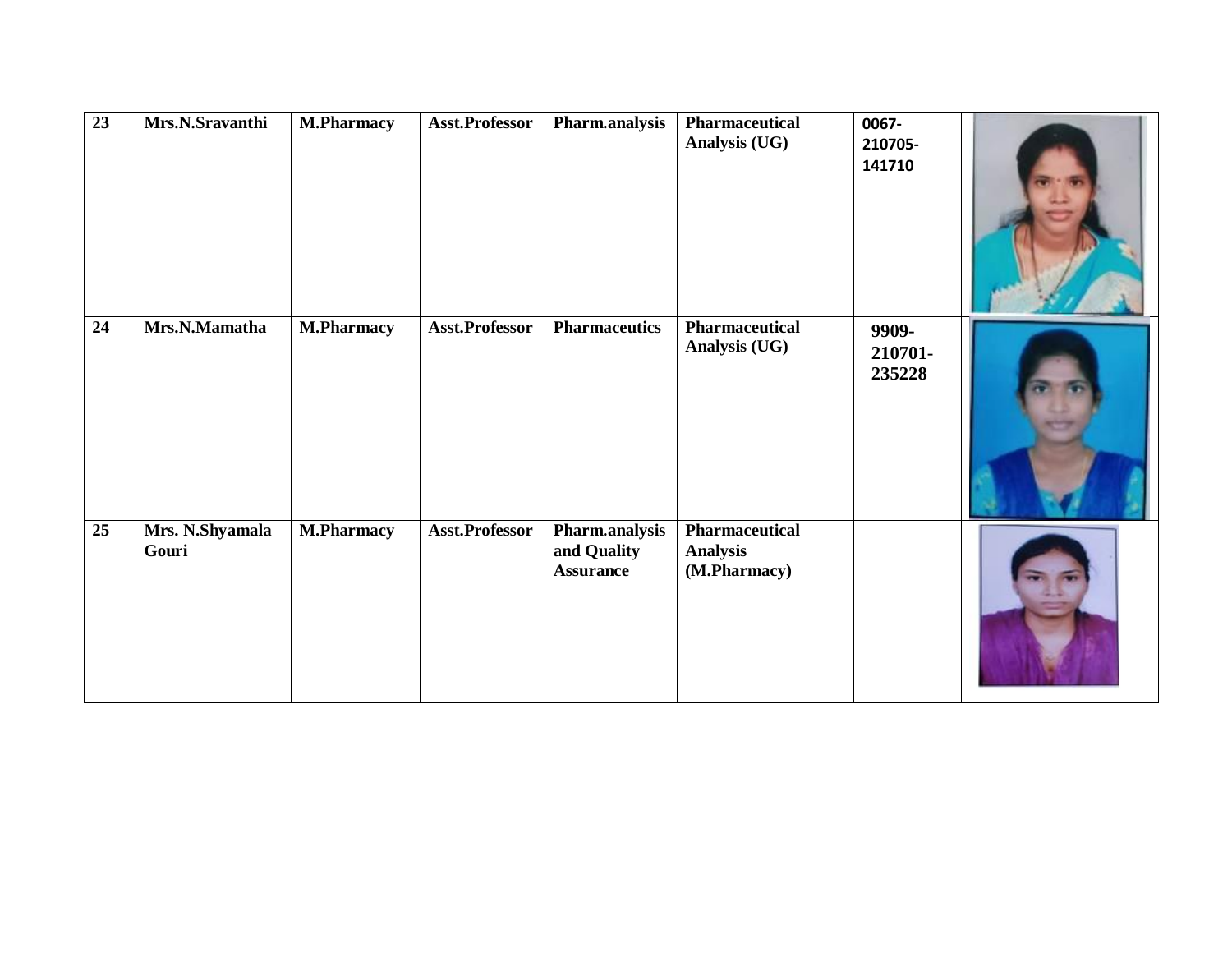| | | | | | | | |
|---|---|---|---|---|---|---|---|
| **23** | **Mrs.N.Sravanthi** | **M.Pharmacy** | **Asst.Professor** | **Pharm.analysis** | **Pharmaceutical Analysis (UG)** | **0067-210705-141710** | |
| **24** | **Mrs.N.Mamatha** | **M.Pharmacy** | **Asst.Professor** | **Pharmaceutics** | **Pharmaceutical Analysis (UG)** | **9909-210701-235228** | |
| **25** | **Mrs. N.Shyamala Gouri** | **M.Pharmacy** | **Asst.Professor** | **Pharm.analysis and Quality Assurance** | **Pharmaceutical Analysis (M.Pharmacy)** | | |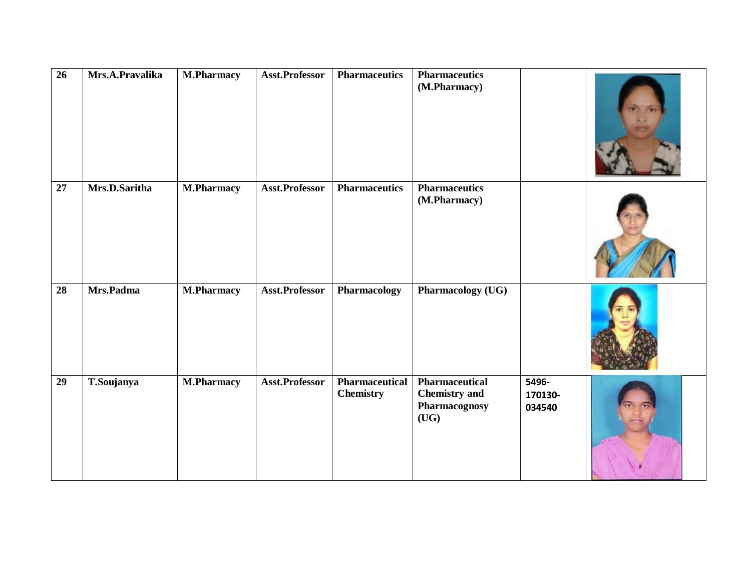| | | | | | | | |
|---|---|---|---|---|---|---|---|
| **26** | **Mrs.A.Pravalika** | **M.Pharmacy** | **Asst.Professor** | **Pharmaceutics** | **Pharmaceutics (M.Pharmacy)** | | |
| **27** | **Mrs.D.Saritha** | **M.Pharmacy** | **Asst.Professor** | **Pharmaceutics** | **Pharmaceutics (M.Pharmacy)** | | |
| **28** | **Mrs.Padma** | **M.Pharmacy** | **Asst.Professor** | **Pharmacology** | **Pharmacology (UG)** | | |
| **29** | **T.Soujanya** | **M.Pharmacy** | **Asst.Professor** | **Pharmaceutical Chemistry** | **Pharmaceutical Chemistry and Pharmacognosy (UG)** | **5496-170130-034540** | |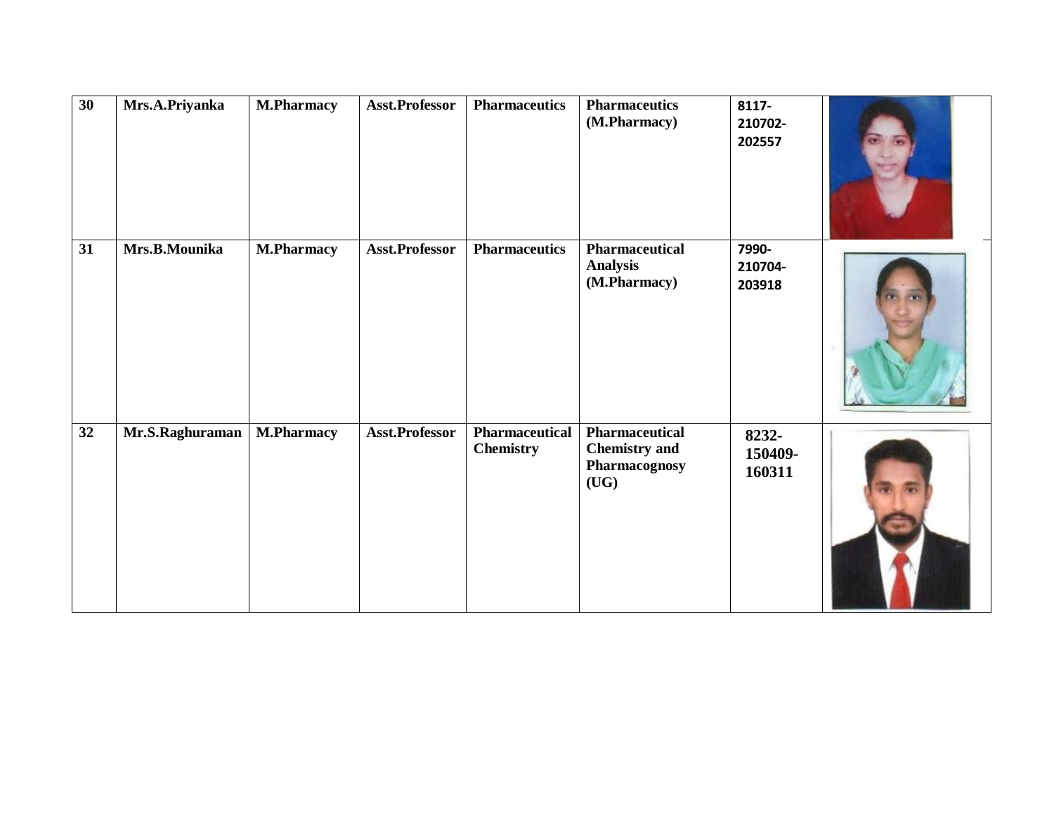| | | | | | | | |
|---|---|---|---|---|---|---|---|
| **30** | **Mrs.A.Priyanka** | **M.Pharmacy** | **Asst.Professor** | **Pharmaceutics** | **Pharmaceutics (M.Pharmacy)** | **8117-210702-202557** | |
| **31** | **Mrs.B.Mounika** | **M.Pharmacy** | **Asst.Professor** | **Pharmaceutics** | **Pharmaceutical Analysis (M.Pharmacy)** | **7990-210704-203918** | |
| **32** | **Mr.S.Raghuraman** | **M.Pharmacy** | **Asst.Professor** | **Pharmaceutical Chemistry** | **Pharmaceutical Chemistry and Pharmacognosy (UG)** | **8232-150409-160311** | |